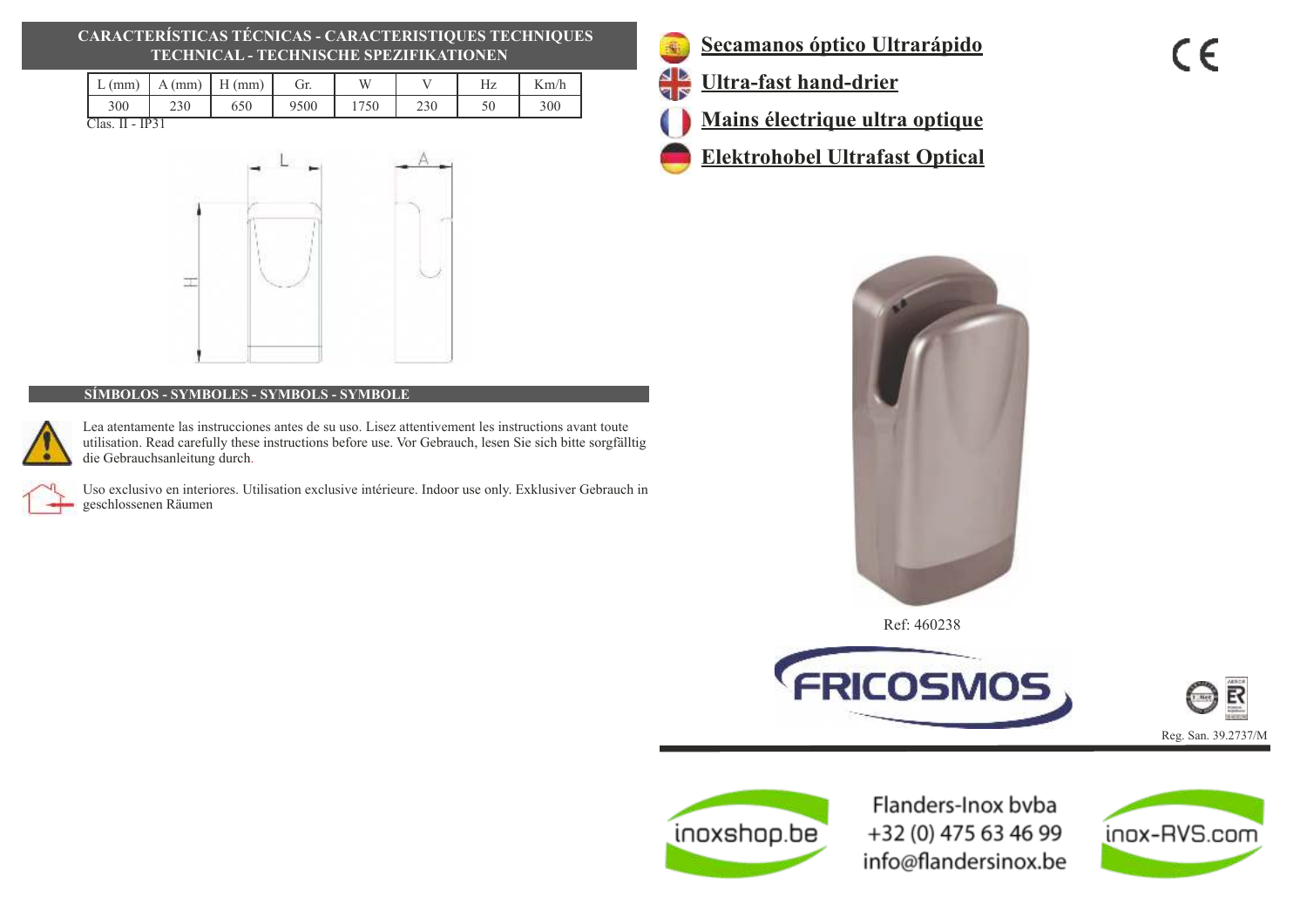## CARACTERÍSTICAS TÉCNICAS - CARACTERISTIQUES TECHNIQUES TECHNICAL - TECHNISCHE SPEZIFIKATIONEN

| L (mm) | A (mm) | H (mm) | Gr. | W | V | Hz | Km/h |
|---|---|---|---|---|---|---|---|
| 300 | 230 | 650 | 9500 | 1750 | 230 | 50 | 300 |

Clas. II - IP31

## SÍMBOLOS - SYMBOLES - SYMBOLS - SYMBOLE

Lea atentamente las instrucciones antes de su uso. Lisez attentivement les instructions avant toute utilisation. Read carefully these instructions before use. Vor Gebrauch, lesen Sie sich bitte sorgfälltig die Gebrauchsanleitung durch.

Uso exclusivo en interiores. Utilisation exclusive intérieure. Indoor use only. Exklusiver Gebrauch in geschlossenen Räumen

# Secamanos óptico Ultrarápido

# Ultra-fast hand-drier

# Mains électrique ultra optique

# Elektrohobel Ultrafast Optical

CE

Ref: 460238

FRICOSMOS

Reg. San. 39.2737/M

inoxshop.be

Flanders-Inox bvba
+32 (0) 475 63 46 99
info@flandersinox.be

inox-RVS.com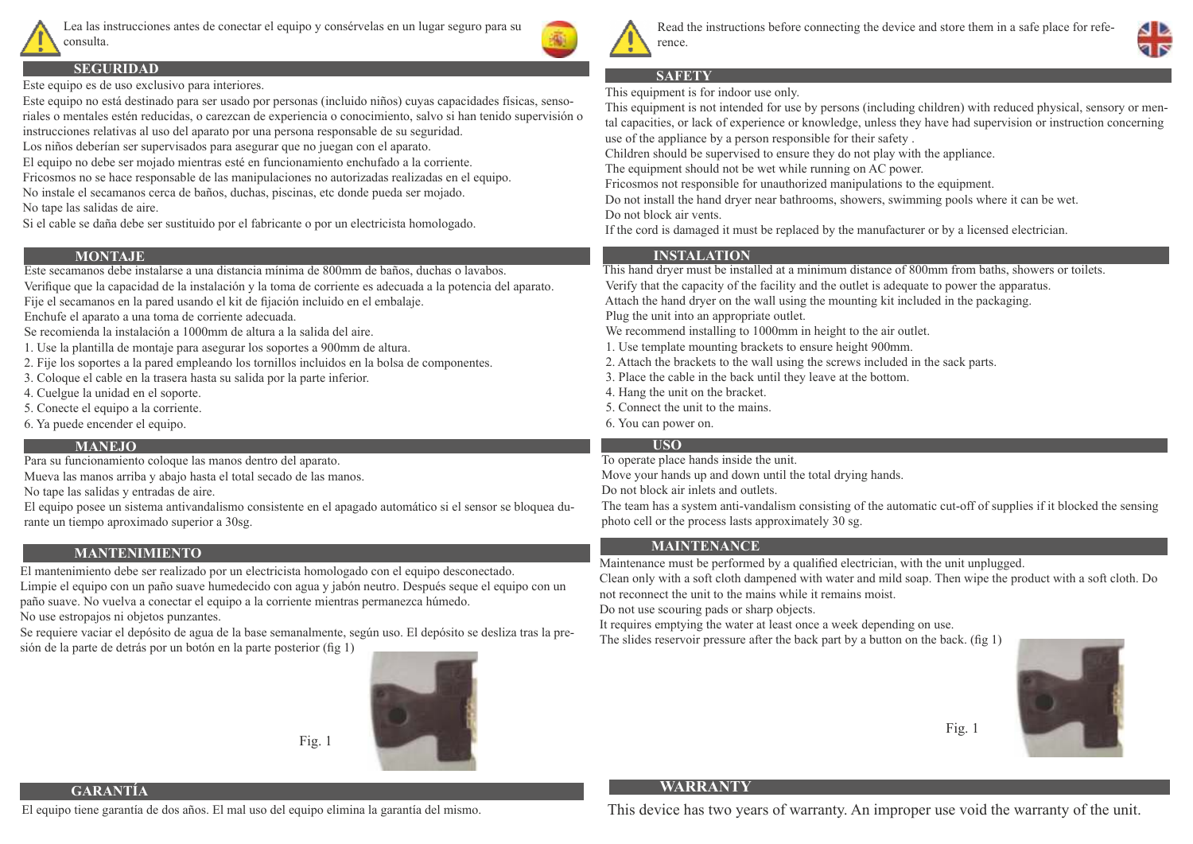Lea las instrucciones antes de conectar el equipo y consérvelas en un lugar seguro para su consulta.

## SEGURIDAD

Este equipo es de uso exclusivo para interiores.

Este equipo no está destinado para ser usado por personas (incluido niños) cuyas capacidades físicas, sensoriales o mentales estén reducidas, o carezcan de experiencia o conocimiento, salvo si han tenido supervisión o instrucciones relativas al uso del aparato por una persona responsable de su seguridad.

Los niños deberían ser supervisados para asegurar que no juegan con el aparato.

El equipo no debe ser mojado mientras esté en funcionamiento enchufado a la corriente.

Fricosmos no se hace responsable de las manipulaciones no autorizadas realizadas en el equipo.

No instale el secamanos cerca de baños, duchas, piscinas, etc donde pueda ser mojado.

No tape las salidas de aire.

Si el cable se daña debe ser sustituido por el fabricante o por un electricista homologado.

## MONTAJE

Este secamanos debe instalarse a una distancia mínima de 800mm de baños, duchas o lavabos.

Verifique que la capacidad de la instalación y la toma de corriente es adecuada a la potencia del aparato.

Fije el secamanos en la pared usando el kit de fijación incluido en el embalaje.

Enchufe el aparato a una toma de corriente adecuada.

Se recomienda la instalación a 1000mm de altura a la salida del aire.

1. Use la plantilla de montaje para asegurar los soportes a 900mm de altura.
2. Fije los soportes a la pared empleando los tornillos incluidos en la bolsa de componentes.
3. Coloque el cable en la trasera hasta su salida por la parte inferior.
4. Cuelgue la unidad en el soporte.
5. Conecte el equipo a la corriente.
6. Ya puede encender el equipo.

## MANEJO

Para su funcionamiento coloque las manos dentro del aparato.

Mueva las manos arriba y abajo hasta el total secado de las manos.

No tape las salidas y entradas de aire.

El equipo posee un sistema antivandalismo consistente en el apagado automático si el sensor se bloquea durante un tiempo aproximado superior a 30sg.

## MANTENIMIENTO

El mantenimiento debe ser realizado por un electricista homologado con el equipo desconectado.

Limpie el equipo con un paño suave humedecido con agua y jabón neutro. Después seque el equipo con un paño suave. No vuelva a conectar el equipo a la corriente mientras permanezca húmedo.

No use estropajos ni objetos punzantes.

Se requiere vaciar el depósito de agua de la base semanalmente, según uso. El depósito se desliza tras la presión de la parte de detrás por un botón en la parte posterior (fig 1)

Fig. 1

## GARANTÍA

El equipo tiene garantía de dos años. El mal uso del equipo elimina la garantía del mismo.

Read the instructions before connecting the device and store them in a safe place for reference.

## SAFETY

This equipment is for indoor use only.

This equipment is not intended for use by persons (including children) with reduced physical, sensory or mental capacities, or lack of experience or knowledge, unless they have had supervision or instruction concerning use of the appliance by a person responsible for their safety .

Children should be supervised to ensure they do not play with the appliance.

The equipment should not be wet while running on AC power.

Fricosmos not responsible for unauthorized manipulations to the equipment.

Do not install the hand dryer near bathrooms, showers, swimming pools where it can be wet.

Do not block air vents.

If the cord is damaged it must be replaced by the manufacturer or by a licensed electrician.

## INSTALATION

This hand dryer must be installed at a minimum distance of 800mm from baths, showers or toilets.

Verify that the capacity of the facility and the outlet is adequate to power the apparatus.

Attach the hand dryer on the wall using the mounting kit included in the packaging.

Plug the unit into an appropriate outlet.

We recommend installing to 1000mm in height to the air outlet.

1. Use template mounting brackets to ensure height 900mm.
2. Attach the brackets to the wall using the screws included in the sack parts.
3. Place the cable in the back until they leave at the bottom.
4. Hang the unit on the bracket.
5. Connect the unit to the mains.
6. You can power on.

## USO

To operate place hands inside the unit.

Move your hands up and down until the total drying hands.

Do not block air inlets and outlets.

The team has a system anti-vandalism consisting of the automatic cut-off of supplies if it blocked the sensing photo cell or the process lasts approximately 30 sg.

## MAINTENANCE

Maintenance must be performed by a qualified electrician, with the unit unplugged.

Clean only with a soft cloth dampened with water and mild soap. Then wipe the product with a soft cloth. Do not reconnect the unit to the mains while it remains moist.

Do not use scouring pads or sharp objects.

It requires emptying the water at least once a week depending on use.

The slides reservoir pressure after the back part by a button on the back. (fig 1)

Fig. 1

## WARRANTY

This device has two years of warranty. An improper use void the warranty of the unit.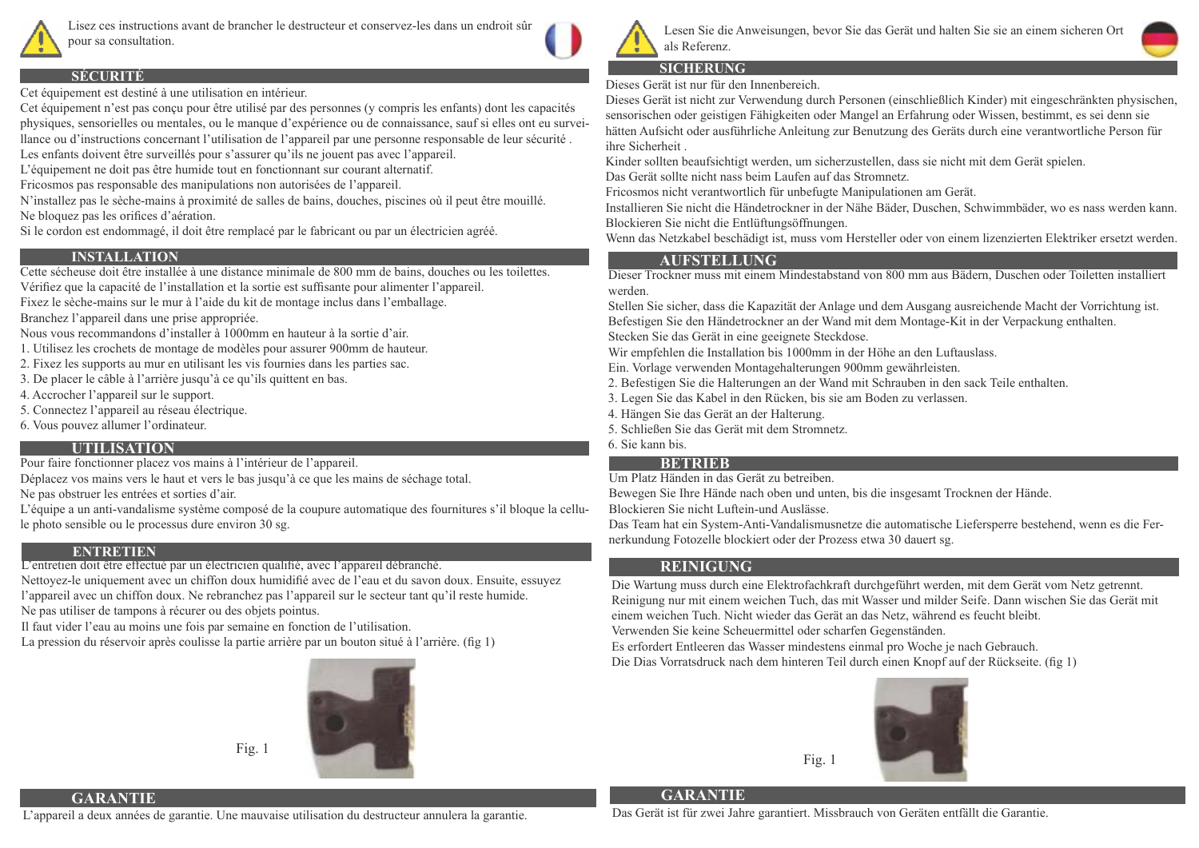Lisez ces instructions avant de brancher le destructeur et conservez-les dans un endroit sûr pour sa consultation.

## SÉCURITÉ

Cet équipement est destiné à une utilisation en intérieur.
Cet équipement n'est pas conçu pour être utilisé par des personnes (y compris les enfants) dont les capacités physiques, sensorielles ou mentales, ou le manque d'expérience ou de connaissance, sauf si elles ont eu surveillance ou d'instructions concernant l'utilisation de l'appareil par une personne responsable de leur sécurité .
Les enfants doivent être surveillés pour s'assurer qu'ils ne jouent pas avec l'appareil.
L'équipement ne doit pas être humide tout en fonctionnant sur courant alternatif.
Fricosmos pas responsable des manipulations non autorisées de l'appareil.
N'installez pas le sèche-mains à proximité de salles de bains, douches, piscines où il peut être mouillé.
Ne bloquez pas les orifices d'aération.
Si le cordon est endommagé, il doit être remplacé par le fabricant ou par un électricien agréé.

## INSTALLATION

Cette sécheuse doit être installée à une distance minimale de 800 mm de bains, douches ou les toilettes.
Vérifiez que la capacité de l'installation et la sortie est suffisante pour alimenter l'appareil.
Fixez le sèche-mains sur le mur à l'aide du kit de montage inclus dans l'emballage.
Branchez l'appareil dans une prise appropriée.
Nous vous recommandons d'installer à 1000mm en hauteur à la sortie d'air.

1. Utilisez les crochets de montage de modèles pour assurer 900mm de hauteur.
2. Fixez les supports au mur en utilisant les vis fournies dans les parties sac.
3. De placer le câble à l'arrière jusqu'à ce qu'ils quittent en bas.
4. Accrocher l'appareil sur le support.
5. Connectez l'appareil au réseau électrique.
6. Vous pouvez allumer l'ordinateur.

## UTILISATION

Pour faire fonctionner placez vos mains à l'intérieur de l'appareil.
Déplacez vos mains vers le haut et vers le bas jusqu'à ce que les mains de séchage total.
Ne pas obstruer les entrées et sorties d'air.
L'équipe a un anti-vandalisme système composé de la coupure automatique des fournitures s'il bloque la cellule photo sensible ou le processus dure environ 30 sg.

## ENTRETIEN

L'entretien doit être effectué par un électricien qualifié, avec l'appareil débranché.
Nettoyez-le uniquement avec un chiffon doux humidifié avec de l'eau et du savon doux. Ensuite, essuyez l'appareil avec un chiffon doux. Ne rebranchez pas l'appareil sur le secteur tant qu'il reste humide.
Ne pas utiliser de tampons à récurer ou des objets pointus.
Il faut vider l'eau au moins une fois par semaine en fonction de l'utilisation.
La pression du réservoir après coulisse la partie arrière par un bouton situé à l'arrière. (fig 1)

Fig. 1

## GARANTIE

L'appareil a deux années de garantie. Une mauvaise utilisation du destructeur annulera la garantie.

Lesen Sie die Anweisungen, bevor Sie das Gerät und halten Sie sie an einem sicheren Ort als Referenz.

## SICHERUNG

Dieses Gerät ist nur für den Innenbereich.
Dieses Gerät ist nicht zur Verwendung durch Personen (einschließlich Kinder) mit eingeschränkten physischen, sensorischen oder geistigen Fähigkeiten oder Mangel an Erfahrung oder Wissen, bestimmt, es sei denn sie hätten Aufsicht oder ausführliche Anleitung zur Benutzung des Geräts durch eine verantwortliche Person für ihre Sicherheit .
Kinder sollten beaufsichtigt werden, um sicherzustellen, dass sie nicht mit dem Gerät spielen.
Das Gerät sollte nicht nass beim Laufen auf das Stromnetz.
Fricosmos nicht verantwortlich für unbefugte Manipulationen am Gerät.
Installieren Sie nicht die Händetrockner in der Nähe Bäder, Duschen, Schwimmbäder, wo es nass werden kann.
Blockieren Sie nicht die Entlüftungsöffnungen.
Wenn das Netzkabel beschädigt ist, muss vom Hersteller oder von einem lizenzierten Elektriker ersetzt werden.

## AUFSTELLUNG

Dieser Trockner muss mit einem Mindestabstand von 800 mm aus Bädern, Duschen oder Toiletten installiert werden.
Stellen Sie sicher, dass die Kapazität der Anlage und dem Ausgang ausreichende Macht der Vorrichtung ist.
Befestigen Sie den Händetrockner an der Wand mit dem Montage-Kit in der Verpackung enthalten.
Stecken Sie das Gerät in eine geeignete Steckdose.
Wir empfehlen die Installation bis 1000mm in der Höhe an den Luftauslass.
Ein. Vorlage verwenden Montagehalterungen 900mm gewährleisten.
2. Befestigen Sie die Halterungen an der Wand mit Schrauben in den sack Teile enthalten.
3. Legen Sie das Kabel in den Rücken, bis sie am Boden zu verlassen.
4. Hängen Sie das Gerät an der Halterung.
5. Schließen Sie das Gerät mit dem Stromnetz.
6. Sie kann bis.

## BETRIEB

Um Platz Händen in das Gerät zu betreiben.
Bewegen Sie Ihre Hände nach oben und unten, bis die insgesamt Trocknen der Hände.
Blockieren Sie nicht Luftein-und Auslässe.
Das Team hat ein System-Anti-Vandalismusnetze die automatische Liefersperre bestehend, wenn es die Fernerkundung Fotozelle blockiert oder der Prozess etwa 30 dauert sg.

## REINIGUNG

Die Wartung muss durch eine Elektrofachkraft durchgeführt werden, mit dem Gerät vom Netz getrennt.
Reinigung nur mit einem weichen Tuch, das mit Wasser und milder Seife. Dann wischen Sie das Gerät mit einem weichen Tuch. Nicht wieder das Gerät an das Netz, während es feucht bleibt.
Verwenden Sie keine Scheuermittel oder scharfen Gegenständen.
Es erfordert Entleeren das Wasser mindestens einmal pro Woche je nach Gebrauch.
Die Dias Vorratsdruck nach dem hinteren Teil durch einen Knopf auf der Rückseite. (fig 1)

Fig. 1

## GARANTIE

Das Gerät ist für zwei Jahre garantiert. Missbrauch von Geräten entfällt die Garantie.